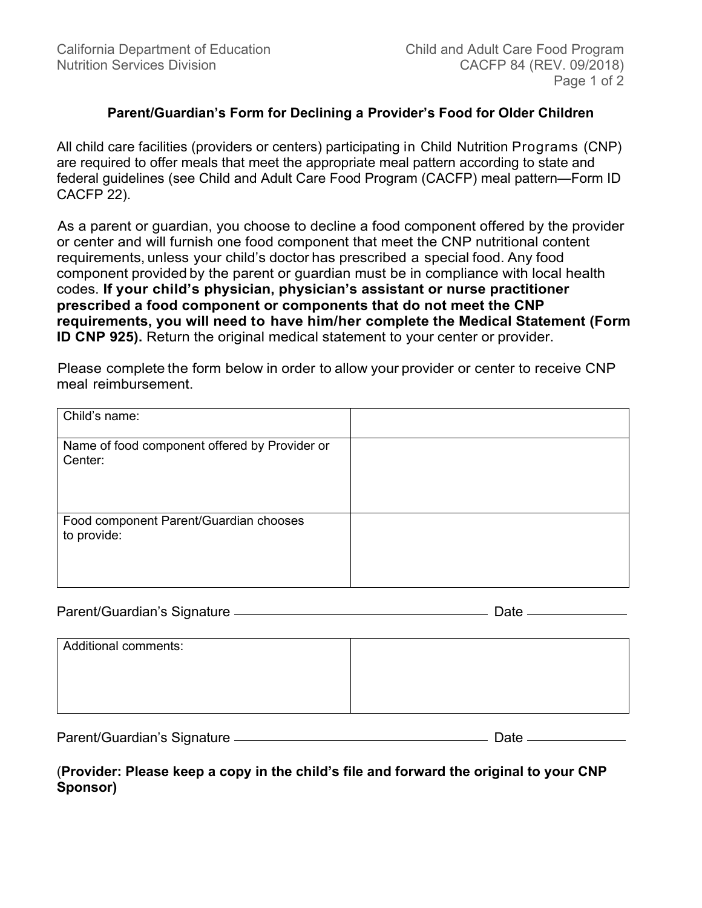California Department of Education
Nutrition Services Division

Child and Adult Care Food Program
CACFP 84 (REV. 09/2018)

### Parent/Guardian's Form for Declining a Provider's Food for Older Children

All child care facilities (providers or centers) participating in Child Nutrition Programs (CNP) are required to offer meals that meet the appropriate meal pattern according to state and federal guidelines (see Child and Adult Care Food Program (CACFP) meal pattern—Form ID CACFP 22).

As a parent or guardian, you choose to decline a food component offered by the provider or center and will furnish one food component that meet the CNP nutritional content requirements, unless your child's doctor has prescribed a special food. Any food component provided by the parent or guardian must be in compliance with local health codes. **If your child's physician, physician's assistant or nurse practitioner prescribed a food component or components that do not meet the CNP requirements, you will need to have him/her complete the Medical Statement (Form ID CNP 925).** Return the original medical statement to your center or provider.

Please complete the form below in order to allow your provider or center to receive CNP meal reimbursement.

| | |
|---|---|
| Child's name: | |
| Name of food component offered by Provider or Center: | |
| Food component Parent/Guardian chooses to provide: | |

Parent/Guardian's Signature ______________________________ Date ______________

| | |
|---|---|
| Additional comments: | |

Parent/Guardian's Signature ______________________________ Date ______________

(**Provider: Please keep a copy in the child's file and forward the original to your CNP Sponsor)**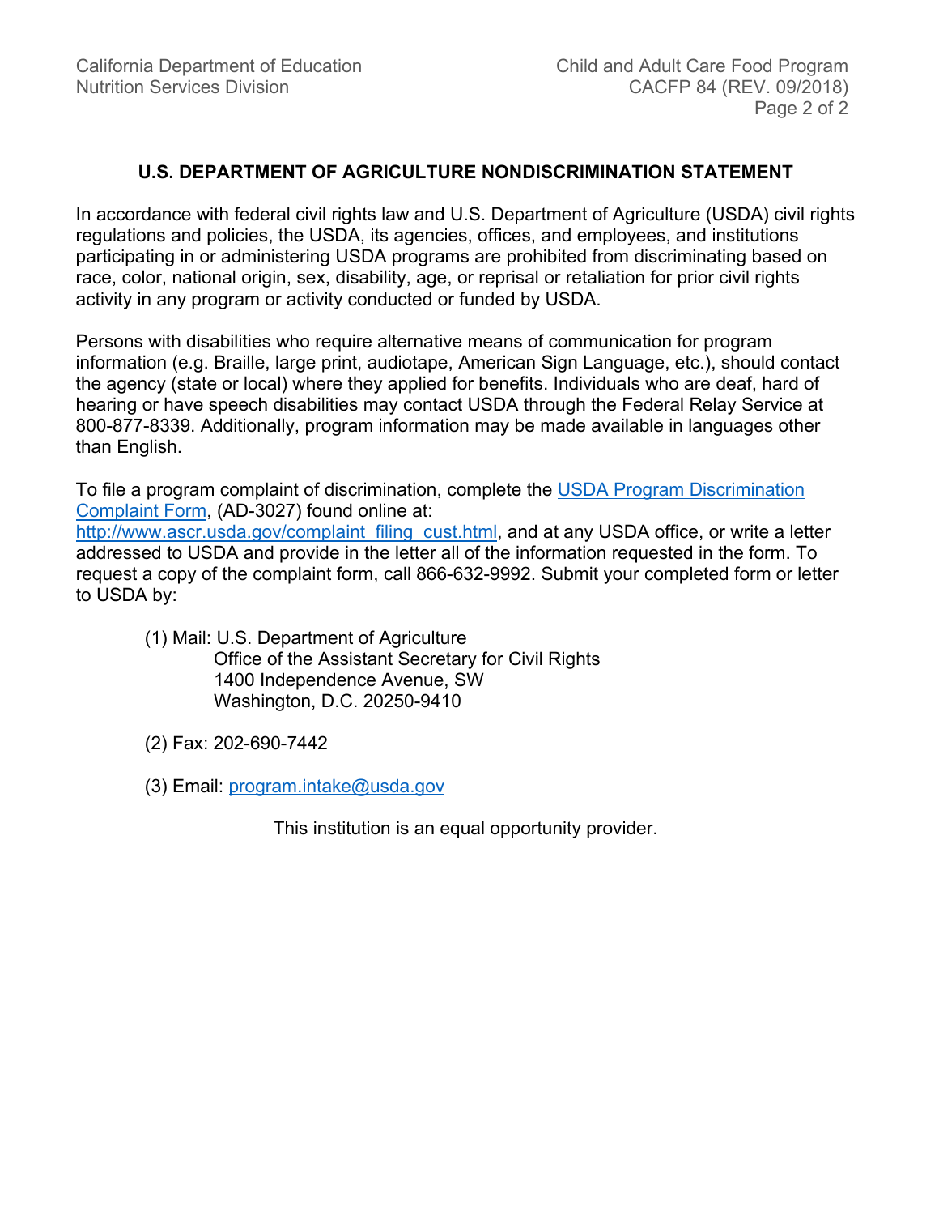## U.S. DEPARTMENT OF AGRICULTURE NONDISCRIMINATION STATEMENT

In accordance with federal civil rights law and U.S. Department of Agriculture (USDA) civil rights regulations and policies, the USDA, its agencies, offices, and employees, and institutions participating in or administering USDA programs are prohibited from discriminating based on race, color, national origin, sex, disability, age, or reprisal or retaliation for prior civil rights activity in any program or activity conducted or funded by USDA.

Persons with disabilities who require alternative means of communication for program information (e.g. Braille, large print, audiotape, American Sign Language, etc.), should contact the agency (state or local) where they applied for benefits. Individuals who are deaf, hard of hearing or have speech disabilities may contact USDA through the Federal Relay Service at 800-877-8339. Additionally, program information may be made available in languages other than English.

To file a program complaint of discrimination, complete the [USDA Program Discrimination Complaint Form](http://www.ascr.usda.gov/complaint_filing_cust.html), (AD-3027) found online at: http://www.ascr.usda.gov/complaint_filing_cust.html, and at any USDA office, or write a letter addressed to USDA and provide in the letter all of the information requested in the form. To request a copy of the complaint form, call 866-632-9992. Submit your completed form or letter to USDA by:

(1) Mail: U.S. Department of Agriculture
Office of the Assistant Secretary for Civil Rights
1400 Independence Avenue, SW
Washington, D.C. 20250-9410

(2) Fax: 202-690-7442

(3) Email: program.intake@usda.gov

This institution is an equal opportunity provider.